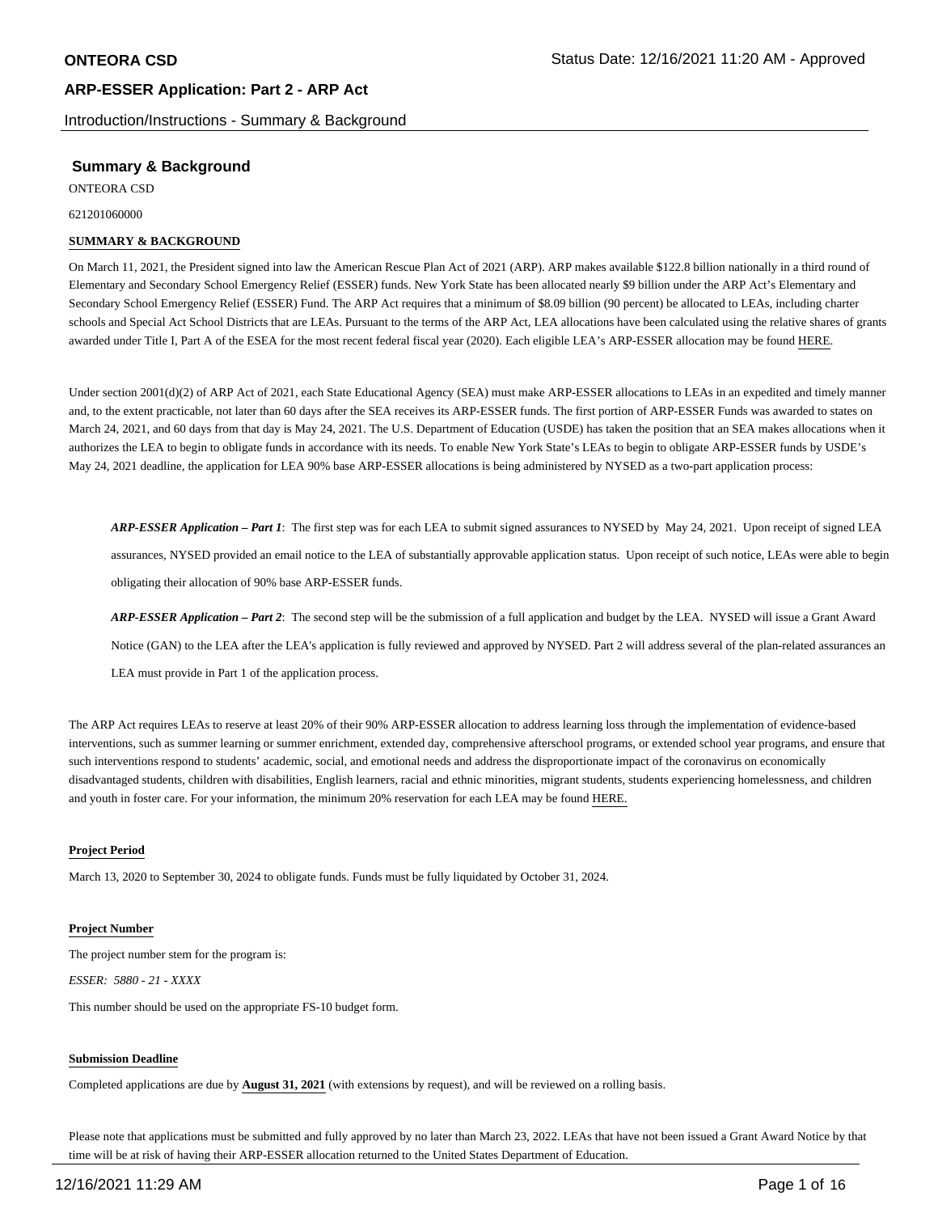## Summary & Background

ONTEORA CSD

621201060000

**SUMMARY & BACKGROUND**

On March 11, 2021, the President signed into law the American Rescue Plan Act of 2021 (ARP). ARP makes available $122.8 billion nationally in a third round of Elementary and Secondary School Emergency Relief (ESSER) funds. New York State has been allocated nearly $9 billion under the ARP Act's Elementary and Secondary School Emergency Relief (ESSER) Fund. The ARP Act requires that a minimum of $8.09 billion (90 percent) be allocated to LEAs, including charter schools and Special Act School Districts that are LEAs. Pursuant to the terms of the ARP Act, LEA allocations have been calculated using the relative shares of grants awarded under Title I, Part A of the ESEA for the most recent federal fiscal year (2020). Each eligible LEA's ARP-ESSER allocation may be found HERE.

Under section 2001(d)(2) of ARP Act of 2021, each State Educational Agency (SEA) must make ARP-ESSER allocations to LEAs in an expedited and timely manner and, to the extent practicable, not later than 60 days after the SEA receives its ARP-ESSER funds. The first portion of ARP-ESSER Funds was awarded to states on March 24, 2021, and 60 days from that day is May 24, 2021. The U.S. Department of Education (USDE) has taken the position that an SEA makes allocations when it authorizes the LEA to begin to obligate funds in accordance with its needs. To enable New York State's LEAs to begin to obligate ARP-ESSER funds by USDE's May 24, 2021 deadline, the application for LEA 90% base ARP-ESSER allocations is being administered by NYSED as a two-part application process:

> ***ARP-ESSER Application – Part 1***: The first step was for each LEA to submit signed assurances to NYSED by May 24, 2021. Upon receipt of signed LEA assurances, NYSED provided an email notice to the LEA of substantially approvable application status. Upon receipt of such notice, LEAs were able to begin obligating their allocation of 90% base ARP-ESSER funds.
>
> ***ARP-ESSER Application – Part 2***: The second step will be the submission of a full application and budget by the LEA. NYSED will issue a Grant Award Notice (GAN) to the LEA after the LEA's application is fully reviewed and approved by NYSED. Part 2 will address several of the plan-related assurances an LEA must provide in Part 1 of the application process.

The ARP Act requires LEAs to reserve at least 20% of their 90% ARP-ESSER allocation to address learning loss through the implementation of evidence-based interventions, such as summer learning or summer enrichment, extended day, comprehensive afterschool programs, or extended school year programs, and ensure that such interventions respond to students' academic, social, and emotional needs and address the disproportionate impact of the coronavirus on economically disadvantaged students, children with disabilities, English learners, racial and ethnic minorities, migrant students, students experiencing homelessness, and children and youth in foster care. For your information, the minimum 20% reservation for each LEA may be found HERE.

**Project Period**

March 13, 2020 to September 30, 2024 to obligate funds. Funds must be fully liquidated by October 31, 2024.

**Project Number**

The project number stem for the program is:

*ESSER: 5880 - 21 - XXXX*

This number should be used on the appropriate FS-10 budget form.

**Submission Deadline**

Completed applications are due by **August 31, 2021** (with extensions by request), and will be reviewed on a rolling basis.

Please note that applications must be submitted and fully approved by no later than March 23, 2022. LEAs that have not been issued a Grant Award Notice by that time will be at risk of having their ARP-ESSER allocation returned to the United States Department of Education.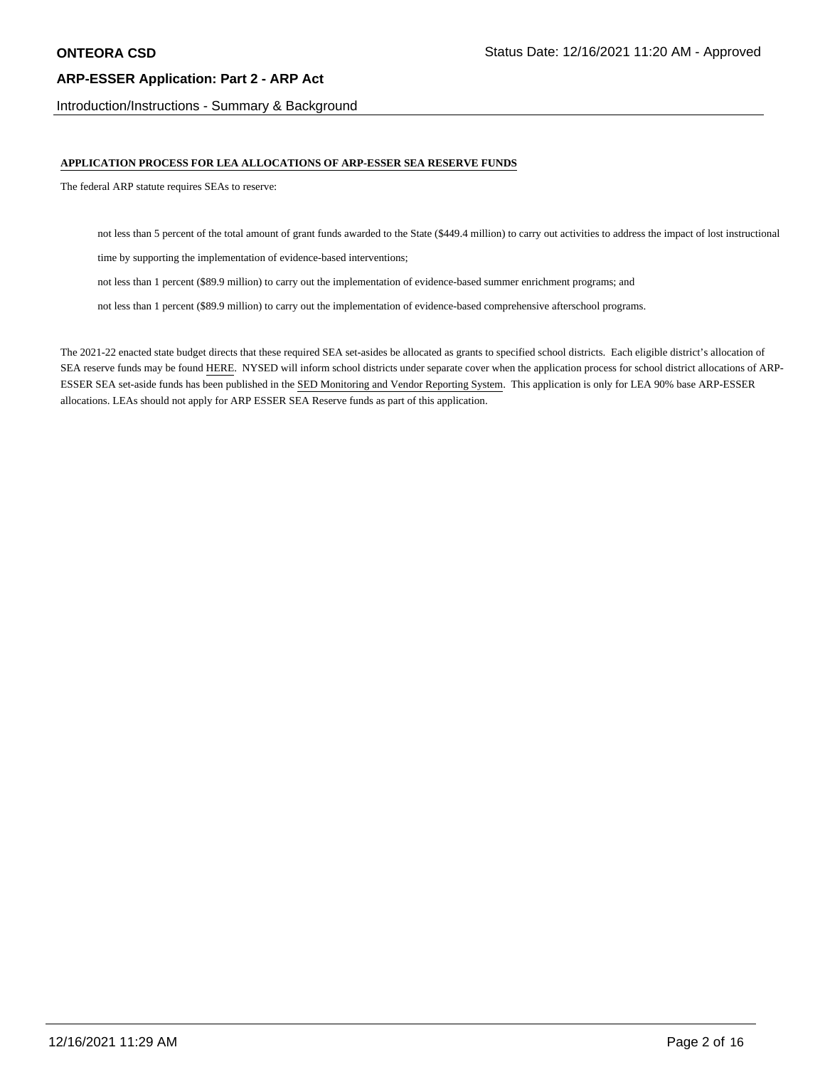Introduction/Instructions - Summary & Background

**APPLICATION PROCESS FOR LEA ALLOCATIONS OF ARP-ESSER SEA RESERVE FUNDS**

The federal ARP statute requires SEAs to reserve:

- not less than 5 percent of the total amount of grant funds awarded to the State ($449.4 million) to carry out activities to address the impact of lost instructional time by supporting the implementation of evidence-based interventions;
- not less than 1 percent ($89.9 million) to carry out the implementation of evidence-based summer enrichment programs; and
- not less than 1 percent ($89.9 million) to carry out the implementation of evidence-based comprehensive afterschool programs.

The 2021-22 enacted state budget directs that these required SEA set-asides be allocated as grants to specified school districts. Each eligible district's allocation of SEA reserve funds may be found HERE. NYSED will inform school districts under separate cover when the application process for school district allocations of ARP-ESSER SEA set-aside funds has been published in the SED Monitoring and Vendor Reporting System. This application is only for LEA 90% base ARP-ESSER allocations. LEAs should not apply for ARP ESSER SEA Reserve funds as part of this application.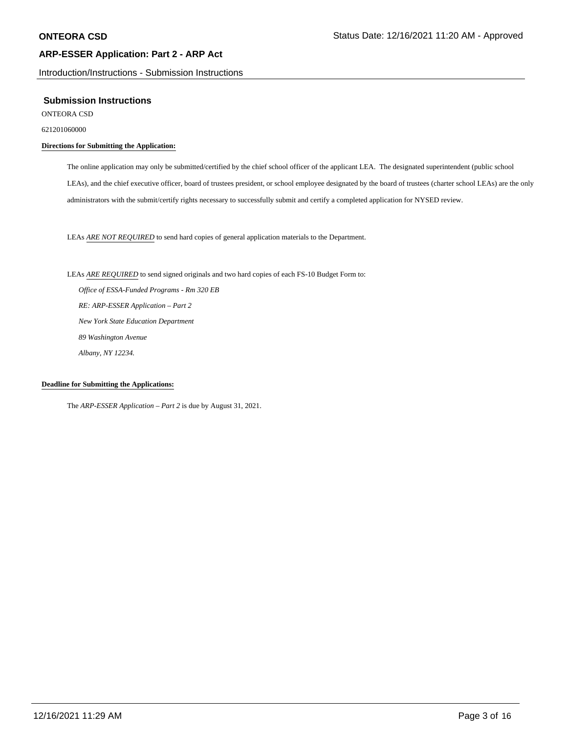## Submission Instructions

ONTEORA CSD

621201060000

**Directions for Submitting the Application:**

The online application may only be submitted/certified by the chief school officer of the applicant LEA. The designated superintendent (public school LEAs), and the chief executive officer, board of trustees president, or school employee designated by the board of trustees (charter school LEAs) are the only administrators with the submit/certify rights necessary to successfully submit and certify a completed application for NYSED review.

LEAs *ARE NOT REQUIRED* to send hard copies of general application materials to the Department.

LEAs *ARE REQUIRED* to send signed originals and two hard copies of each FS-10 Budget Form to:

*Office of ESSA-Funded Programs - Rm 320 EB*
*RE: ARP-ESSER Application – Part 2*
*New York State Education Department*
*89 Washington Avenue*
*Albany, NY 12234.*

**Deadline for Submitting the Applications:**

The *ARP-ESSER Application – Part 2* is due by August 31, 2021.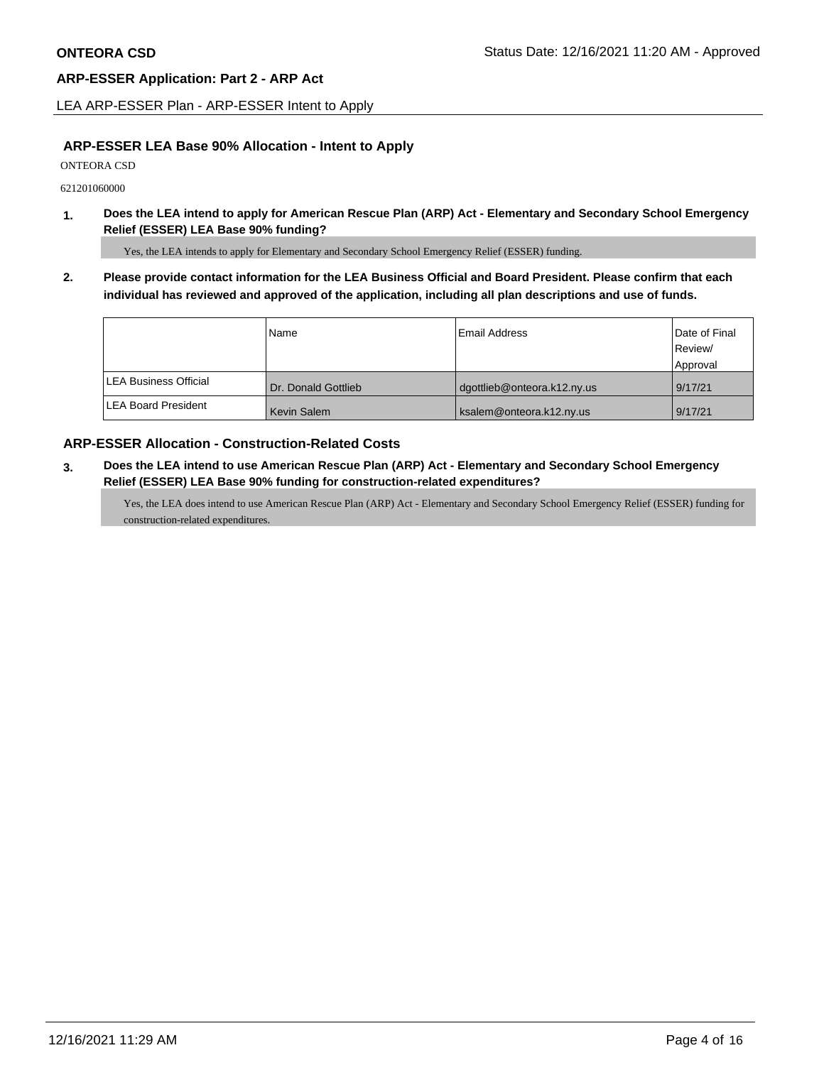## ARP-ESSER LEA Base 90% Allocation - Intent to Apply

ONTEORA CSD

621201060000

**1. Does the LEA intend to apply for American Rescue Plan (ARP) Act - Elementary and Secondary School Emergency Relief (ESSER) LEA Base 90% funding?**

Yes, the LEA intends to apply for Elementary and Secondary School Emergency Relief (ESSER) funding.

**2. Please provide contact information for the LEA Business Official and Board President. Please confirm that each individual has reviewed and approved of the application, including all plan descriptions and use of funds.**

| | Name | Email Address | Date of Final Review/ Approval |
|---|---|---|---|
| LEA Business Official | Dr. Donald Gottlieb | dgottlieb@onteora.k12.ny.us | 9/17/21 |
| LEA Board President | Kevin Salem | ksalem@onteora.k12.ny.us | 9/17/21 |

## ARP-ESSER Allocation - Construction-Related Costs

**3. Does the LEA intend to use American Rescue Plan (ARP) Act - Elementary and Secondary School Emergency Relief (ESSER) LEA Base 90% funding for construction-related expenditures?**

Yes, the LEA does intend to use American Rescue Plan (ARP) Act - Elementary and Secondary School Emergency Relief (ESSER) funding for construction-related expenditures.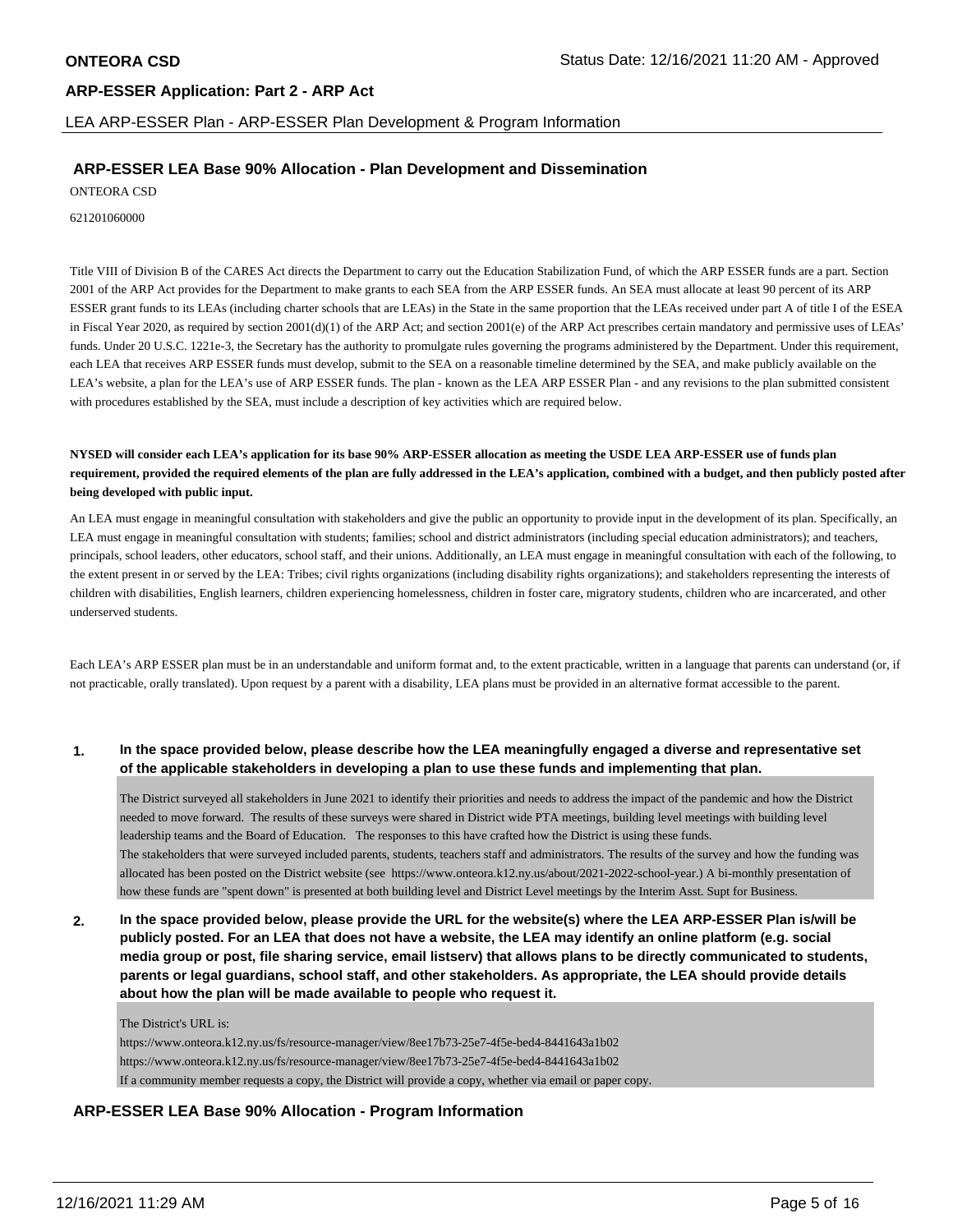## ARP-ESSER LEA Base 90% Allocation - Plan Development and Dissemination

ONTEORA CSD

621201060000

Title VIII of Division B of the CARES Act directs the Department to carry out the Education Stabilization Fund, of which the ARP ESSER funds are a part. Section 2001 of the ARP Act provides for the Department to make grants to each SEA from the ARP ESSER funds. An SEA must allocate at least 90 percent of its ARP ESSER grant funds to its LEAs (including charter schools that are LEAs) in the State in the same proportion that the LEAs received under part A of title I of the ESEA in Fiscal Year 2020, as required by section 2001(d)(1) of the ARP Act; and section 2001(e) of the ARP Act prescribes certain mandatory and permissive uses of LEAs' funds. Under 20 U.S.C. 1221e-3, the Secretary has the authority to promulgate rules governing the programs administered by the Department. Under this requirement, each LEA that receives ARP ESSER funds must develop, submit to the SEA on a reasonable timeline determined by the SEA, and make publicly available on the LEA's website, a plan for the LEA's use of ARP ESSER funds. The plan - known as the LEA ARP ESSER Plan - and any revisions to the plan submitted consistent with procedures established by the SEA, must include a description of key activities which are required below.

**NYSED will consider each LEA's application for its base 90% ARP-ESSER allocation as meeting the USDE LEA ARP-ESSER use of funds plan requirement, provided the required elements of the plan are fully addressed in the LEA's application, combined with a budget, and then publicly posted after being developed with public input.**

An LEA must engage in meaningful consultation with stakeholders and give the public an opportunity to provide input in the development of its plan. Specifically, an LEA must engage in meaningful consultation with students; families; school and district administrators (including special education administrators); and teachers, principals, school leaders, other educators, school staff, and their unions. Additionally, an LEA must engage in meaningful consultation with each of the following, to the extent present in or served by the LEA: Tribes; civil rights organizations (including disability rights organizations); and stakeholders representing the interests of children with disabilities, English learners, children experiencing homelessness, children in foster care, migratory students, children who are incarcerated, and other underserved students.

Each LEA's ARP ESSER plan must be in an understandable and uniform format and, to the extent practicable, written in a language that parents can understand (or, if not practicable, orally translated). Upon request by a parent with a disability, LEA plans must be provided in an alternative format accessible to the parent.

**1. In the space provided below, please describe how the LEA meaningfully engaged a diverse and representative set of the applicable stakeholders in developing a plan to use these funds and implementing that plan.**

The District surveyed all stakeholders in June 2021 to identify their priorities and needs to address the impact of the pandemic and how the District needed to move forward. The results of these surveys were shared in District wide PTA meetings, building level meetings with building level leadership teams and the Board of Education. The responses to this have crafted how the District is using these funds.
The stakeholders that were surveyed included parents, students, teachers staff and administrators. The results of the survey and how the funding was allocated has been posted on the District website (see https://www.onteora.k12.ny.us/about/2021-2022-school-year.) A bi-monthly presentation of how these funds are "spent down" is presented at both building level and District Level meetings by the Interim Asst. Supt for Business.

**2. In the space provided below, please provide the URL for the website(s) where the LEA ARP-ESSER Plan is/will be publicly posted. For an LEA that does not have a website, the LEA may identify an online platform (e.g. social media group or post, file sharing service, email listserv) that allows plans to be directly communicated to students, parents or legal guardians, school staff, and other stakeholders. As appropriate, the LEA should provide details about how the plan will be made available to people who request it.**

The District's URL is:
https://www.onteora.k12.ny.us/fs/resource-manager/view/8ee17b73-25e7-4f5e-bed4-8441643a1b02
https://www.onteora.k12.ny.us/fs/resource-manager/view/8ee17b73-25e7-4f5e-bed4-8441643a1b02
If a community member requests a copy, the District will provide a copy, whether via email or paper copy.

## ARP-ESSER LEA Base 90% Allocation - Program Information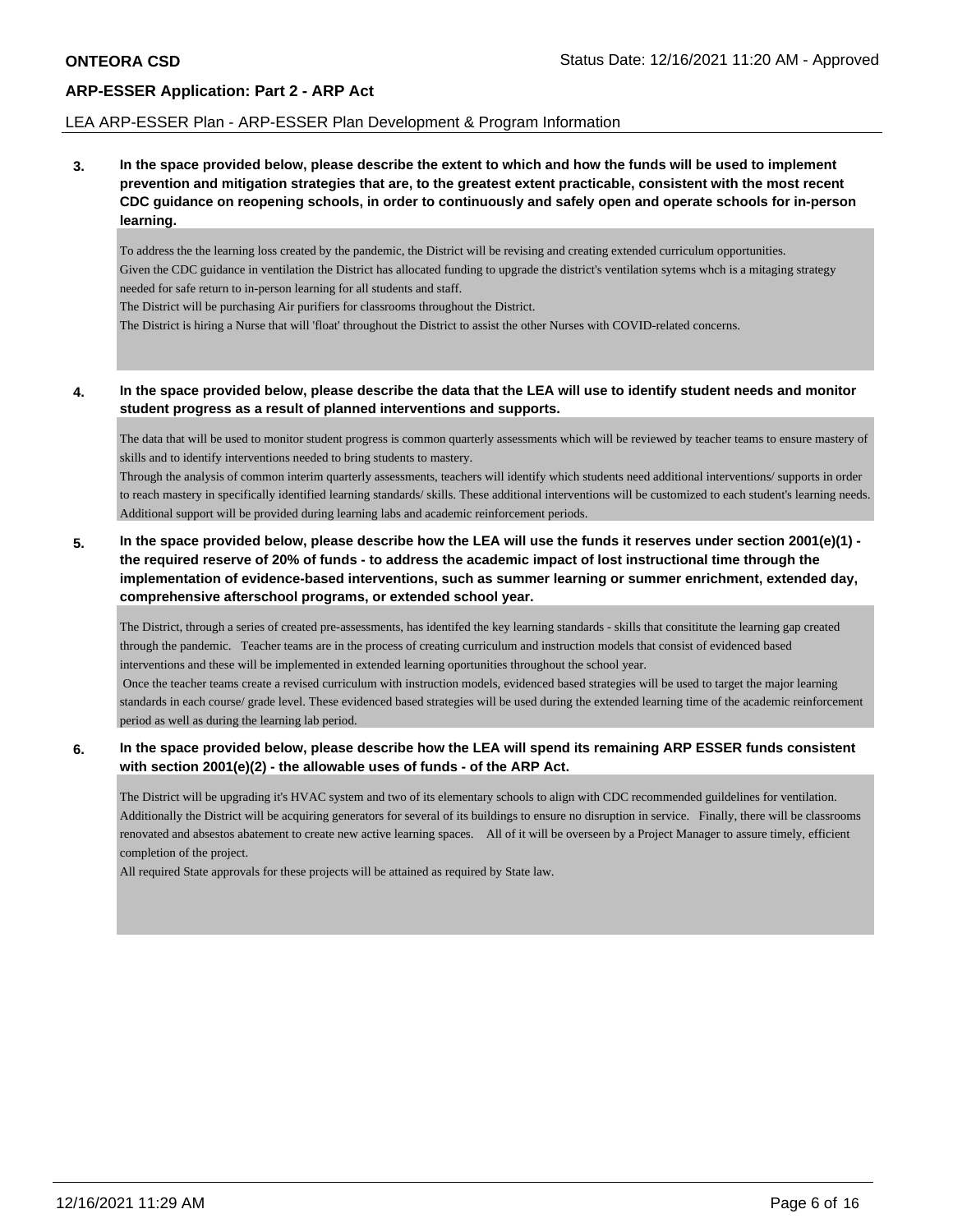**ONTEORA CSD** Status Date: 12/16/2021 11:20 AM - Approved

## ARP-ESSER Application: Part 2 - ARP Act

LEA ARP-ESSER Plan - ARP-ESSER Plan Development & Program Information

**3. In the space provided below, please describe the extent to which and how the funds will be used to implement prevention and mitigation strategies that are, to the greatest extent practicable, consistent with the most recent CDC guidance on reopening schools, in order to continuously and safely open and operate schools for in-person learning.**

To address the the learning loss created by the pandemic, the District will be revising and creating extended curriculum opportunities.
Given the CDC guidance in ventilation the District has allocated funding to upgrade the district's ventilation sytems whch is a mitaging strategy needed for safe return to in-person learning for all students and staff.
The District will be purchasing Air purifiers for classrooms throughout the District.
The District is hiring a Nurse that will 'float' throughout the District to assist the other Nurses with COVID-related concerns.

**4. In the space provided below, please describe the data that the LEA will use to identify student needs and monitor student progress as a result of planned interventions and supports.**

The data that will be used to monitor student progress is common quarterly assessments which will be reviewed by teacher teams to ensure mastery of skills and to identify interventions needed to bring students to mastery.
Through the analysis of common interim quarterly assessments, teachers will identify which students need additional interventions/ supports in order to reach mastery in specifically identified learning standards/ skills. These additional interventions will be customized to each student's learning needs. Additional support will be provided during learning labs and academic reinforcement periods.

**5. In the space provided below, please describe how the LEA will use the funds it reserves under section 2001(e)(1) - the required reserve of 20% of funds - to address the academic impact of lost instructional time through the implementation of evidence-based interventions, such as summer learning or summer enrichment, extended day, comprehensive afterschool programs, or extended school year.**

The District, through a series of created pre-assessments, has identifed the key learning standards - skills that consititute the learning gap created through the pandemic. Teacher teams are in the process of creating curriculum and instruction models that consist of evidenced based interventions and these will be implemented in extended learning oportunities throughout the school year.
Once the teacher teams create a revised curriculum with instruction models, evidenced based strategies will be used to target the major learning standards in each course/ grade level. These evidenced based strategies will be used during the extended learning time of the academic reinforcement period as well as during the learning lab period.

**6. In the space provided below, please describe how the LEA will spend its remaining ARP ESSER funds consistent with section 2001(e)(2) - the allowable uses of funds - of the ARP Act.**

The District will be upgrading it's HVAC system and two of its elementary schools to align with CDC recommended guildelines for ventilation. Additionally the District will be acquiring generators for several of its buildings to ensure no disruption in service. Finally, there will be classrooms renovated and absestos abatement to create new active learning spaces. All of it will be overseen by a Project Manager to assure timely, efficient completion of the project.
All required State approvals for these projects will be attained as required by State law.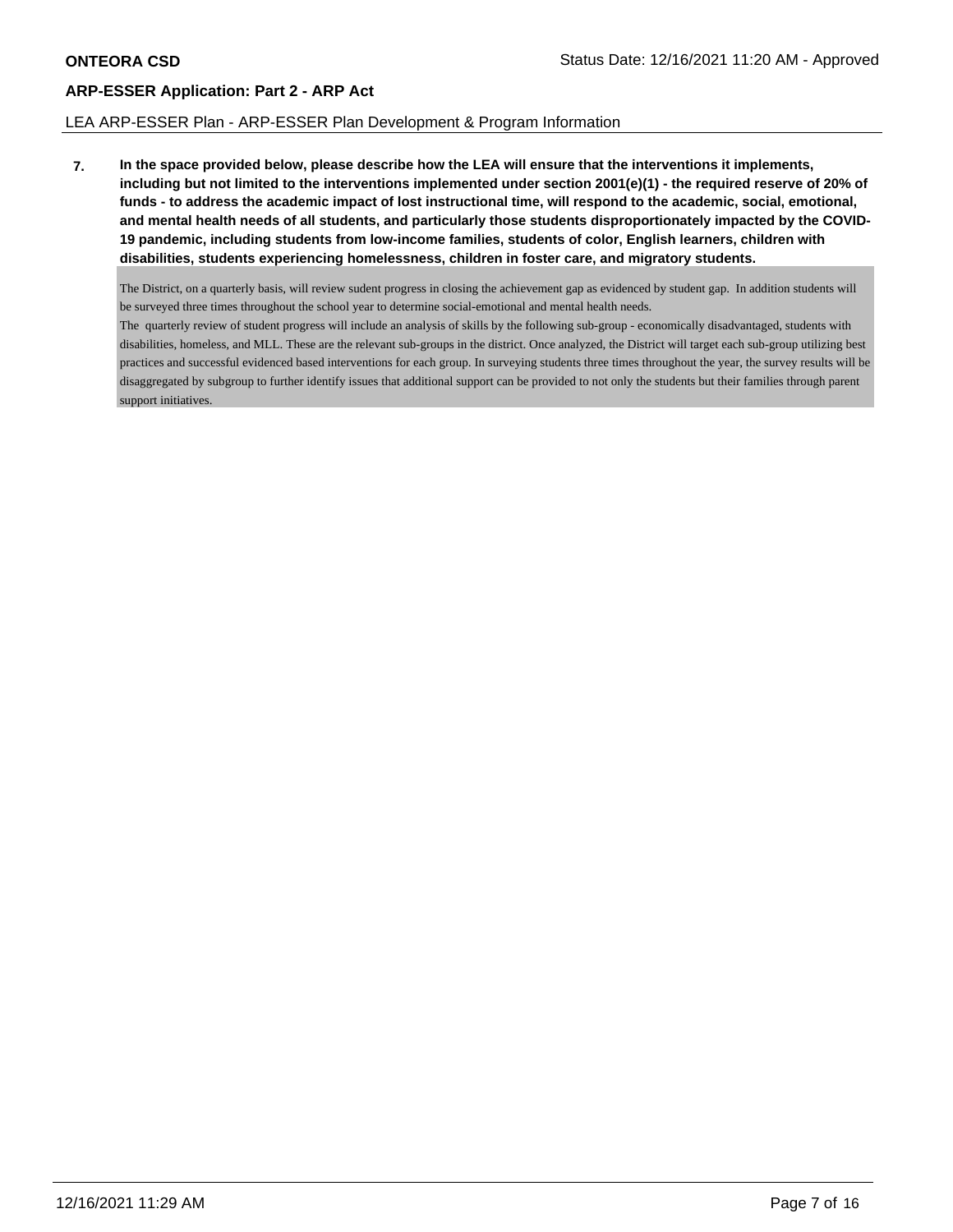LEA ARP-ESSER Plan - ARP-ESSER Plan Development & Program Information

**7. In the space provided below, please describe how the LEA will ensure that the interventions it implements, including but not limited to the interventions implemented under section 2001(e)(1) - the required reserve of 20% of funds - to address the academic impact of lost instructional time, will respond to the academic, social, emotional, and mental health needs of all students, and particularly those students disproportionately impacted by the COVID-19 pandemic, including students from low-income families, students of color, English learners, children with disabilities, students experiencing homelessness, children in foster care, and migratory students.**

The District, on a quarterly basis, will review sudent progress in closing the achievement gap as evidenced by student gap. In addition students will be surveyed three times throughout the school year to determine social-emotional and mental health needs.

The quarterly review of student progress will include an analysis of skills by the following sub-group - economically disadvantaged, students with disabilities, homeless, and MLL. These are the relevant sub-groups in the district. Once analyzed, the District will target each sub-group utilizing best practices and successful evidenced based interventions for each group. In surveying students three times throughout the year, the survey results will be disaggregated by subgroup to further identify issues that additional support can be provided to not only the students but their families through parent support initiatives.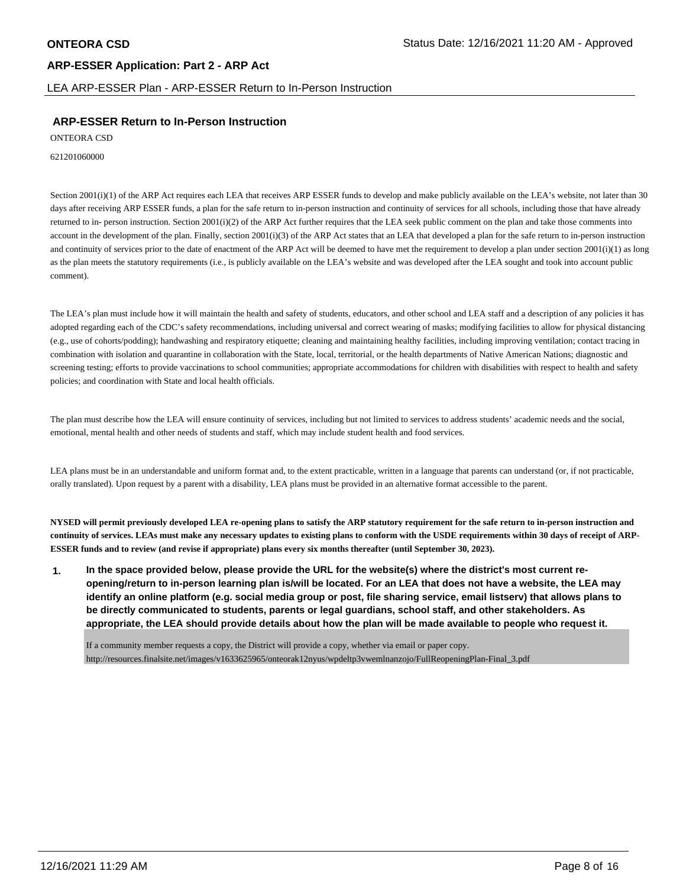## ARP-ESSER Return to In-Person Instruction

ONTEORA CSD

621201060000

Section 2001(i)(1) of the ARP Act requires each LEA that receives ARP ESSER funds to develop and make publicly available on the LEA's website, not later than 30 days after receiving ARP ESSER funds, a plan for the safe return to in-person instruction and continuity of services for all schools, including those that have already returned to in- person instruction. Section 2001(i)(2) of the ARP Act further requires that the LEA seek public comment on the plan and take those comments into account in the development of the plan. Finally, section 2001(i)(3) of the ARP Act states that an LEA that developed a plan for the safe return to in-person instruction and continuity of services prior to the date of enactment of the ARP Act will be deemed to have met the requirement to develop a plan under section 2001(i)(1) as long as the plan meets the statutory requirements (i.e., is publicly available on the LEA's website and was developed after the LEA sought and took into account public comment).

The LEA's plan must include how it will maintain the health and safety of students, educators, and other school and LEA staff and a description of any policies it has adopted regarding each of the CDC's safety recommendations, including universal and correct wearing of masks; modifying facilities to allow for physical distancing (e.g., use of cohorts/podding); handwashing and respiratory etiquette; cleaning and maintaining healthy facilities, including improving ventilation; contact tracing in combination with isolation and quarantine in collaboration with the State, local, territorial, or the health departments of Native American Nations; diagnostic and screening testing; efforts to provide vaccinations to school communities; appropriate accommodations for children with disabilities with respect to health and safety policies; and coordination with State and local health officials.

The plan must describe how the LEA will ensure continuity of services, including but not limited to services to address students' academic needs and the social, emotional, mental health and other needs of students and staff, which may include student health and food services.

LEA plans must be in an understandable and uniform format and, to the extent practicable, written in a language that parents can understand (or, if not practicable, orally translated). Upon request by a parent with a disability, LEA plans must be provided in an alternative format accessible to the parent.

**NYSED will permit previously developed LEA re-opening plans to satisfy the ARP statutory requirement for the safe return to in-person instruction and continuity of services. LEAs must make any necessary updates to existing plans to conform with the USDE requirements within 30 days of receipt of ARP-ESSER funds and to review (and revise if appropriate) plans every six months thereafter (until September 30, 2023).**

**1. In the space provided below, please provide the URL for the website(s) where the district's most current re-opening/return to in-person learning plan is/will be located. For an LEA that does not have a website, the LEA may identify an online platform (e.g. social media group or post, file sharing service, email listserv) that allows plans to be directly communicated to students, parents or legal guardians, school staff, and other stakeholders. As appropriate, the LEA should provide details about how the plan will be made available to people who request it.**

If a community member requests a copy, the District will provide a copy, whether via email or paper copy.
http://resources.finalsite.net/images/v1633625965/onteorak12nyus/wpdeltp3vwemlnanzojo/FullReopeningPlan-Final_3.pdf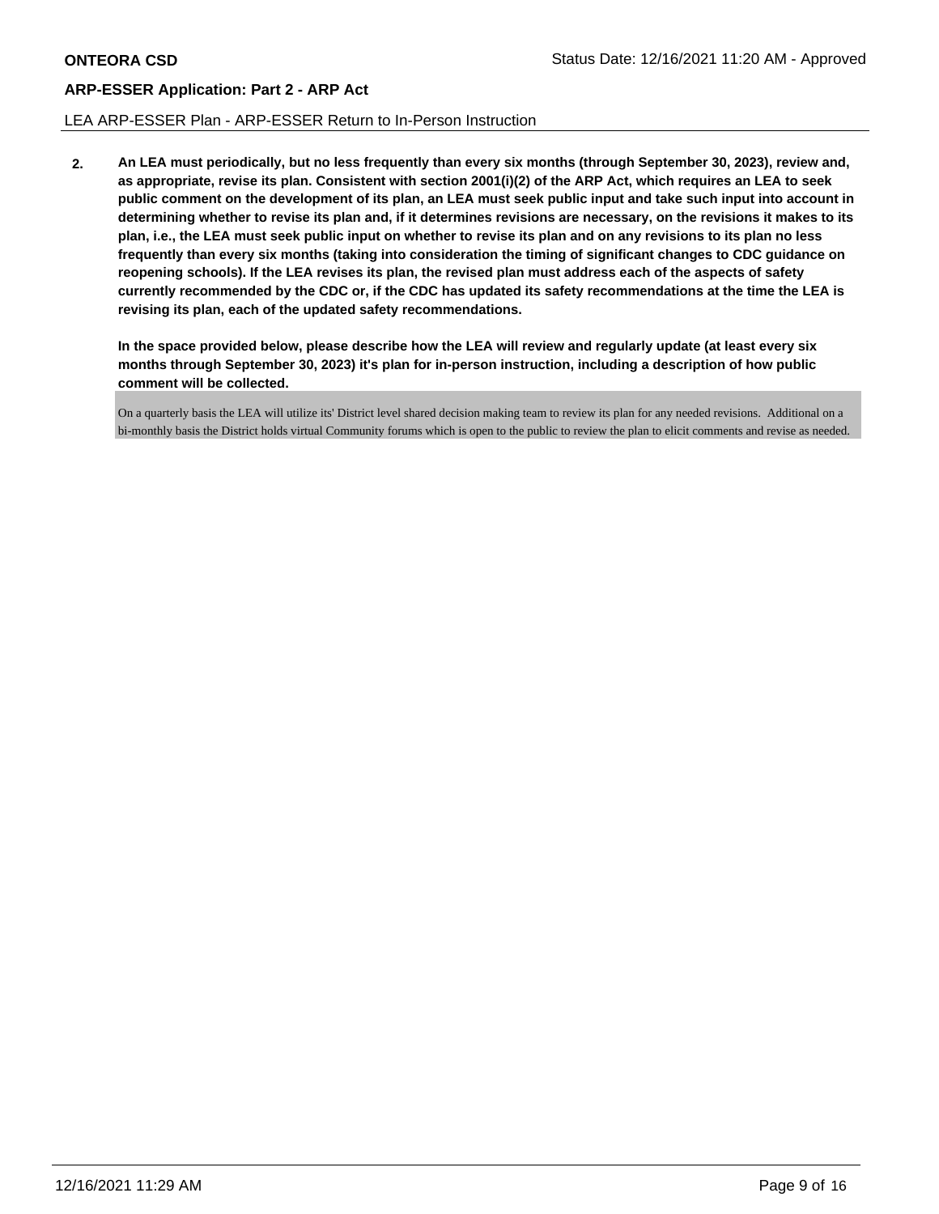**2.** **An LEA must periodically, but no less frequently than every six months (through September 30, 2023), review and, as appropriate, revise its plan. Consistent with section 2001(i)(2) of the ARP Act, which requires an LEA to seek public comment on the development of its plan, an LEA must seek public input and take such input into account in determining whether to revise its plan and, if it determines revisions are necessary, on the revisions it makes to its plan, i.e., the LEA must seek public input on whether to revise its plan and on any revisions to its plan no less frequently than every six months (taking into consideration the timing of significant changes to CDC guidance on reopening schools). If the LEA revises its plan, the revised plan must address each of the aspects of safety currently recommended by the CDC or, if the CDC has updated its safety recommendations at the time the LEA is revising its plan, each of the updated safety recommendations.**

**In the space provided below, please describe how the LEA will review and regularly update (at least every six months through September 30, 2023) it's plan for in-person instruction, including a description of how public comment will be collected.**

On a quarterly basis the LEA will utilize its' District level shared decision making team to review its plan for any needed revisions. Additional on a bi-monthly basis the District holds virtual Community forums which is open to the public to review the plan to elicit comments and revise as needed.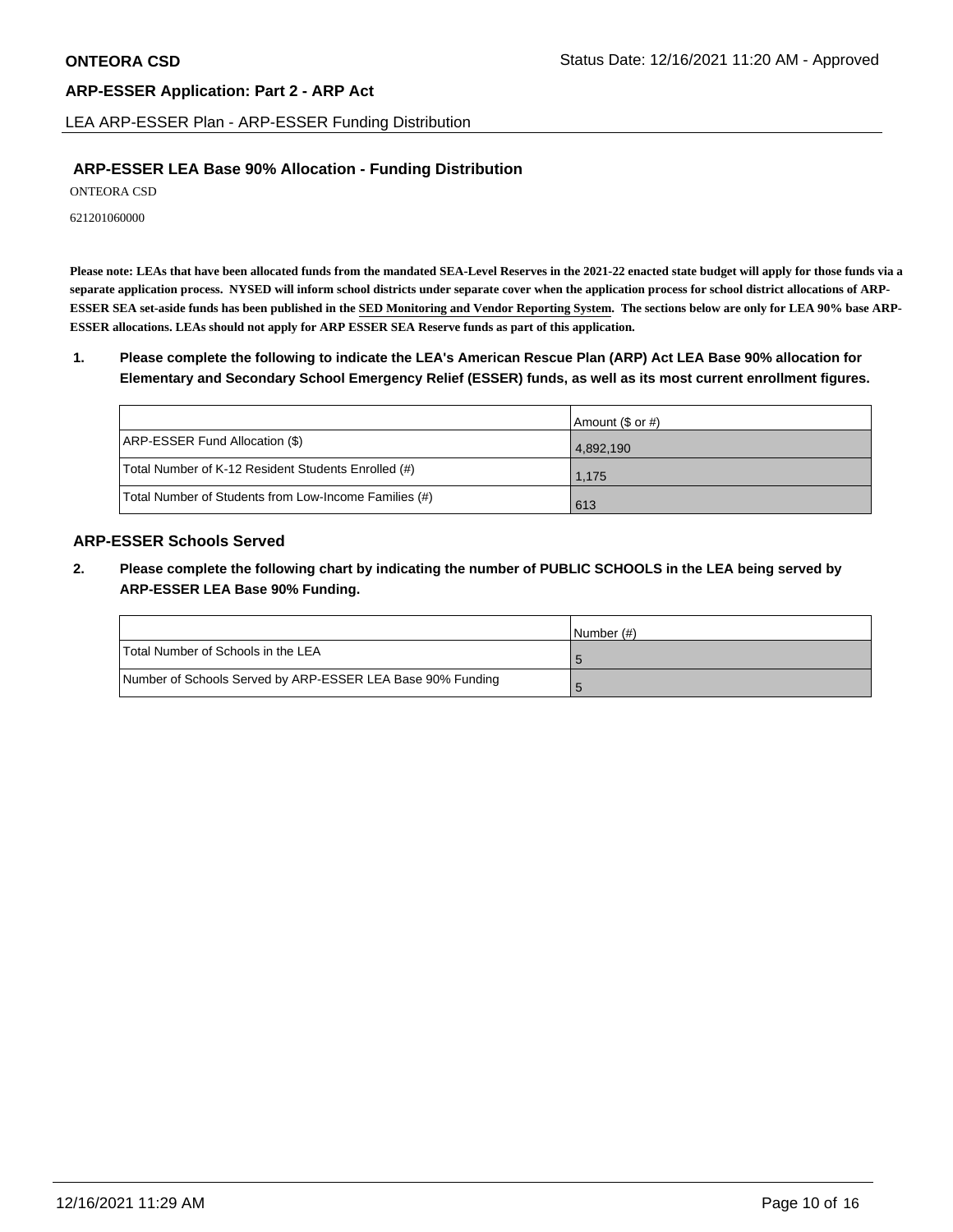## LEA ARP-ESSER Plan - ARP-ESSER Funding Distribution

### ARP-ESSER LEA Base 90% Allocation - Funding Distribution

ONTEORA CSD

621201060000

**Please note: LEAs that have been allocated funds from the mandated SEA-Level Reserves in the 2021-22 enacted state budget will apply for those funds via a separate application process. NYSED will inform school districts under separate cover when the application process for school district allocations of ARP-ESSER SEA set-aside funds has been published in the SED Monitoring and Vendor Reporting System. The sections below are only for LEA 90% base ARP-ESSER allocations. LEAs should not apply for ARP ESSER SEA Reserve funds as part of this application.**

**1. Please complete the following to indicate the LEA's American Rescue Plan (ARP) Act LEA Base 90% allocation for Elementary and Secondary School Emergency Relief (ESSER) funds, as well as its most current enrollment figures.**

| | Amount ($ or #) |
|---|---|
| ARP-ESSER Fund Allocation ($) | 4,892,190 |
| Total Number of K-12 Resident Students Enrolled (#) | 1,175 |
| Total Number of Students from Low-Income Families (#) | 613 |

### ARP-ESSER Schools Served

**2. Please complete the following chart by indicating the number of PUBLIC SCHOOLS in the LEA being served by ARP-ESSER LEA Base 90% Funding.**

| | Number (#) |
|---|---|
| Total Number of Schools in the LEA | 5 |
| Number of Schools Served by ARP-ESSER LEA Base 90% Funding | 5 |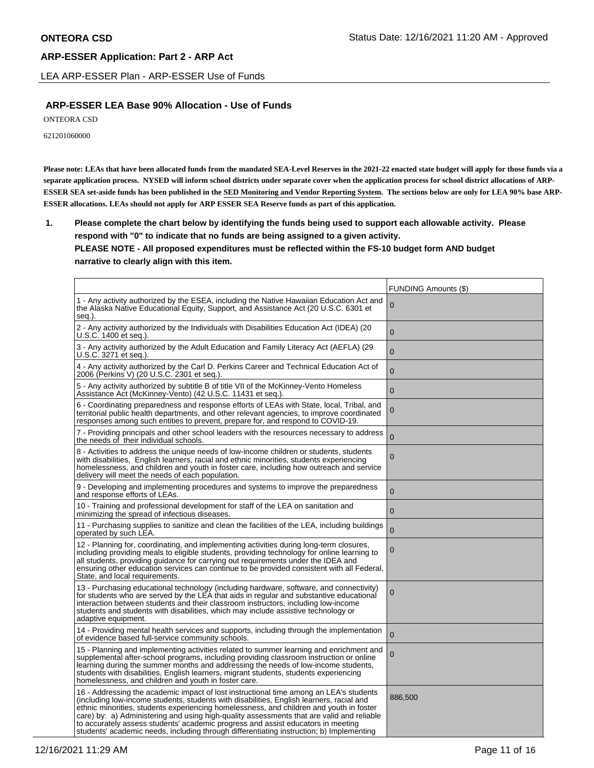### ARP-ESSER LEA Base 90% Allocation - Use of Funds

ONTEORA CSD

621201060000

**Please note: LEAs that have been allocated funds from the mandated SEA-Level Reserves in the 2021-22 enacted state budget will apply for those funds via a separate application process. NYSED will inform school districts under separate cover when the application process for school district allocations of ARP-ESSER SEA set-aside funds has been published in the SED Monitoring and Vendor Reporting System. The sections below are only for LEA 90% base ARP-ESSER allocations. LEAs should not apply for ARP ESSER SEA Reserve funds as part of this application.**

1. **Please complete the chart below by identifying the funds being used to support each allowable activity. Please respond with "0" to indicate that no funds are being assigned to a given activity.**
   **PLEASE NOTE - All proposed expenditures must be reflected within the FS-10 budget form AND budget narrative to clearly align with this item.**

| | FUNDING Amounts ($) |
|---|---|
| 1 - Any activity authorized by the ESEA, including the Native Hawaiian Education Act and the Alaska Native Educational Equity, Support, and Assistance Act (20 U.S.C. 6301 et seq.). | 0 |
| 2 - Any activity authorized by the Individuals with Disabilities Education Act (IDEA) (20 U.S.C. 1400 et seq.). | 0 |
| 3 - Any activity authorized by the Adult Education and Family Literacy Act (AEFLA) (29 U.S.C. 3271 et seq.). | 0 |
| 4 - Any activity authorized by the Carl D. Perkins Career and Technical Education Act of 2006 (Perkins V) (20 U.S.C. 2301 et seq.). | 0 |
| 5 - Any activity authorized by subtitle B of title VII of the McKinney-Vento Homeless Assistance Act (McKinney-Vento) (42 U.S.C. 11431 et seq.). | 0 |
| 6 - Coordinating preparedness and response efforts of LEAs with State, local, Tribal, and territorial public health departments, and other relevant agencies, to improve coordinated responses among such entities to prevent, prepare for, and respond to COVID-19. | 0 |
| 7 - Providing principals and other school leaders with the resources necessary to address the needs of their individual schools. | 0 |
| 8 - Activities to address the unique needs of low-income children or students, students with disabilities, English learners, racial and ethnic minorities, students experiencing homelessness, and children and youth in foster care, including how outreach and service delivery will meet the needs of each population. | 0 |
| 9 - Developing and implementing procedures and systems to improve the preparedness and response efforts of LEAs. | 0 |
| 10 - Training and professional development for staff of the LEA on sanitation and minimizing the spread of infectious diseases. | 0 |
| 11 - Purchasing supplies to sanitize and clean the facilities of the LEA, including buildings operated by such LEA. | 0 |
| 12 - Planning for, coordinating, and implementing activities during long-term closures, including providing meals to eligible students, providing technology for online learning to all students, providing guidance for carrying out requirements under the IDEA and ensuring other education services can continue to be provided consistent with all Federal, State, and local requirements. | 0 |
| 13 - Purchasing educational technology (including hardware, software, and connectivity) for students who are served by the LEA that aids in regular and substantive educational interaction between students and their classroom instructors, including low-income students and students with disabilities, which may include assistive technology or adaptive equipment. | 0 |
| 14 - Providing mental health services and supports, including through the implementation of evidence based full-service community schools. | 0 |
| 15 - Planning and implementing activities related to summer learning and enrichment and supplemental after-school programs, including providing classroom instruction or online learning during the summer months and addressing the needs of low-income students, students with disabilities, English learners, migrant students, students experiencing homelessness, and children and youth in foster care. | 0 |
| 16 - Addressing the academic impact of lost instructional time among an LEA's students (including low-income students, students with disabilities, English learners, racial and ethnic minorities, students experiencing homelessness, and children and youth in foster care) by: a) Administering and using high-quality assessments that are valid and reliable to accurately assess students' academic progress and assist educators in meeting students' academic needs, including through differentiating instruction; b) Implementing | 886,500 |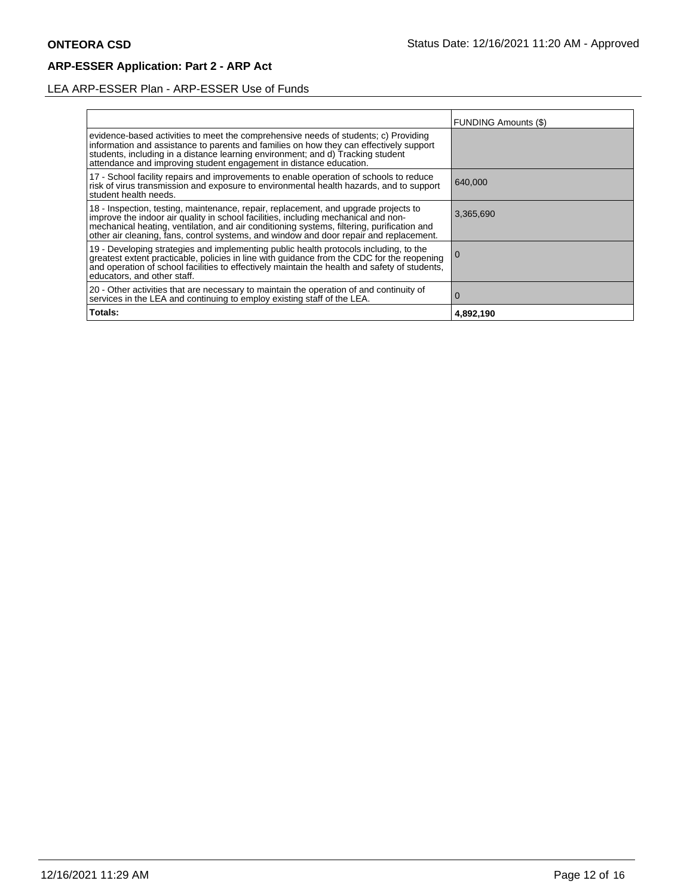**ARP-ESSER Application: Part 2 - ARP Act**

LEA ARP-ESSER Plan - ARP-ESSER Use of Funds

| | FUNDING Amounts ($) |
|---|---|
| evidence-based activities to meet the comprehensive needs of students; c) Providing information and assistance to parents and families on how they can effectively support students, including in a distance learning environment; and d) Tracking student attendance and improving student engagement in distance education. | |
| 17 - School facility repairs and improvements to enable operation of schools to reduce risk of virus transmission and exposure to environmental health hazards, and to support student health needs. | 640,000 |
| 18 - Inspection, testing, maintenance, repair, replacement, and upgrade projects to improve the indoor air quality in school facilities, including mechanical and non-mechanical heating, ventilation, and air conditioning systems, filtering, purification and other air cleaning, fans, control systems, and window and door repair and replacement. | 3,365,690 |
| 19 - Developing strategies and implementing public health protocols including, to the greatest extent practicable, policies in line with guidance from the CDC for the reopening and operation of school facilities to effectively maintain the health and safety of students, educators, and other staff. | 0 |
| 20 - Other activities that are necessary to maintain the operation of and continuity of services in the LEA and continuing to employ existing staff of the LEA. | 0 |
| **Totals:** | **4,892,190** |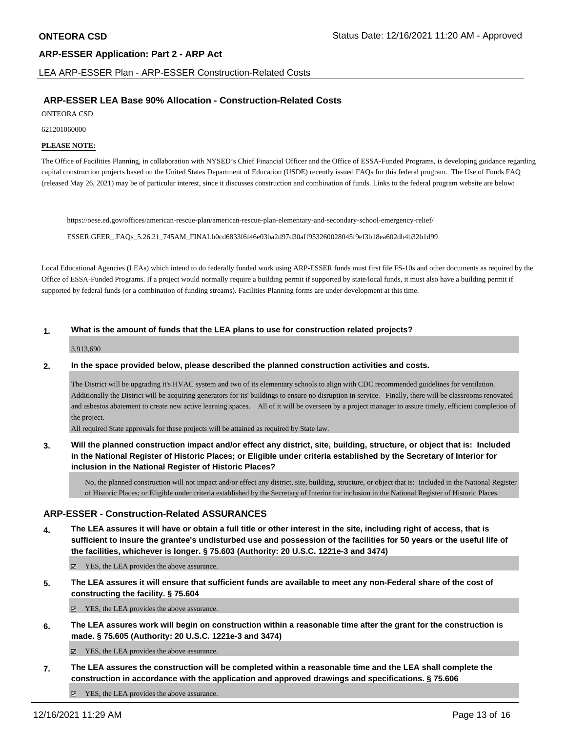## LEA ARP-ESSER Plan - ARP-ESSER Construction-Related Costs

### ARP-ESSER LEA Base 90% Allocation - Construction-Related Costs

ONTEORA CSD

621201060000

**PLEASE NOTE:**

The Office of Facilities Planning, in collaboration with NYSED's Chief Financial Officer and the Office of ESSA-Funded Programs, is developing guidance regarding capital construction projects based on the United States Department of Education (USDE) recently issued FAQs for this federal program. The Use of Funds FAQ (released May 26, 2021) may be of particular interest, since it discusses construction and combination of funds. Links to the federal program website are below:

https://oese.ed.gov/offices/american-rescue-plan/american-rescue-plan-elementary-and-secondary-school-emergency-relief/

ESSER.GEER_.FAQs_5.26.21_745AM_FINALb0cd6833f6f46e03ba2d97d30aff953260028045f9ef3b18ea602db4b32b1d99

Local Educational Agencies (LEAs) which intend to do federally funded work using ARP-ESSER funds must first file FS-10s and other documents as required by the Office of ESSA-Funded Programs. If a project would normally require a building permit if supported by state/local funds, it must also have a building permit if supported by federal funds (or a combination of funding streams). Facilities Planning forms are under development at this time.

**1. What is the amount of funds that the LEA plans to use for construction related projects?**

3,913,690

**2. In the space provided below, please described the planned construction activities and costs.**

The District will be upgrading it's HVAC system and two of its elementary schools to align with CDC recommended guidelines for ventilation. Additionally the District will be acquiring generators for its' buildings to ensure no disruption in service. Finally, there will be classrooms renovated and asbestos abatement to create new active learning spaces. All of it will be overseen by a project manager to assure timely, efficient completion of the project.
All required State approvals for these projects will be attained as required by State law.

**3. Will the planned construction impact and/or effect any district, site, building, structure, or object that is: Included in the National Register of Historic Places; or Eligible under criteria established by the Secretary of Interior for inclusion in the National Register of Historic Places?**

No, the planned construction will not impact and/or effect any district, site, building, structure, or object that is: Included in the National Register of Historic Places; or Eligible under criteria established by the Secretary of Interior for inclusion in the National Register of Historic Places.

### ARP-ESSER - Construction-Related ASSURANCES

**4. The LEA assures it will have or obtain a full title or other interest in the site, including right of access, that is sufficient to insure the grantee's undisturbed use and possession of the facilities for 50 years or the useful life of the facilities, whichever is longer. § 75.603 (Authority: 20 U.S.C. 1221e-3 and 3474)**

☑ YES, the LEA provides the above assurance.

**5. The LEA assures it will ensure that sufficient funds are available to meet any non-Federal share of the cost of constructing the facility. § 75.604**

☑ YES, the LEA provides the above assurance.

**6. The LEA assures work will begin on construction within a reasonable time after the grant for the construction is made. § 75.605 (Authority: 20 U.S.C. 1221e-3 and 3474)**

☑ YES, the LEA provides the above assurance.

**7. The LEA assures the construction will be completed within a reasonable time and the LEA shall complete the construction in accordance with the application and approved drawings and specifications. § 75.606**

☑ YES, the LEA provides the above assurance.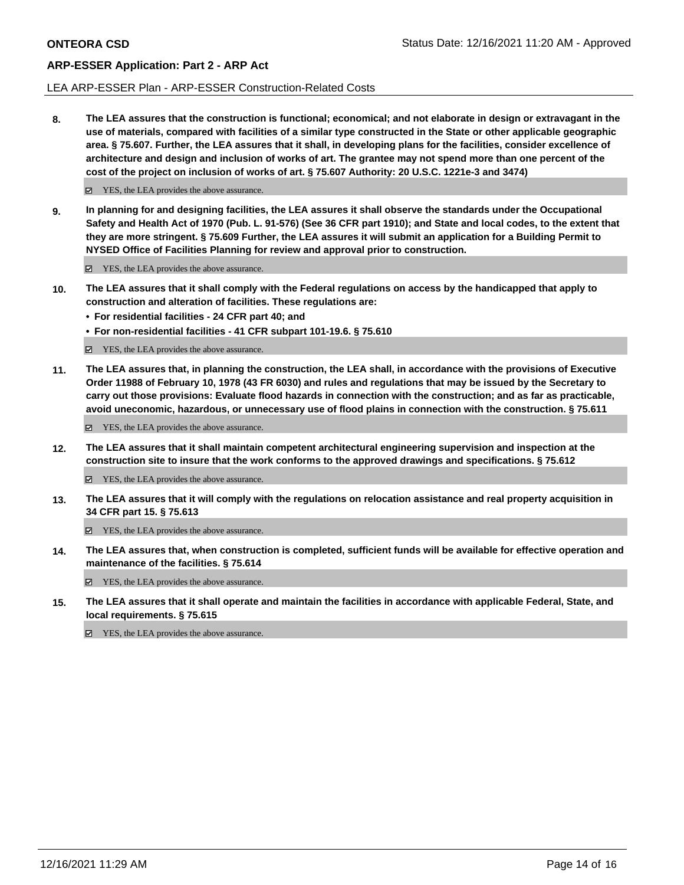LEA ARP-ESSER Plan - ARP-ESSER Construction-Related Costs

**8. The LEA assures that the construction is functional; economical; and not elaborate in design or extravagant in the use of materials, compared with facilities of a similar type constructed in the State or other applicable geographic area. § 75.607. Further, the LEA assures that it shall, in developing plans for the facilities, consider excellence of architecture and design and inclusion of works of art. The grantee may not spend more than one percent of the cost of the project on inclusion of works of art. § 75.607 Authority: 20 U.S.C. 1221e-3 and 3474)**

☑ YES, the LEA provides the above assurance.

**9. In planning for and designing facilities, the LEA assures it shall observe the standards under the Occupational Safety and Health Act of 1970 (Pub. L. 91-576) (See 36 CFR part 1910); and State and local codes, to the extent that they are more stringent. § 75.609 Further, the LEA assures it will submit an application for a Building Permit to NYSED Office of Facilities Planning for review and approval prior to construction.**

☑ YES, the LEA provides the above assurance.

**10. The LEA assures that it shall comply with the Federal regulations on access by the handicapped that apply to construction and alteration of facilities. These regulations are:**

- **For residential facilities - 24 CFR part 40; and**
- **For non-residential facilities - 41 CFR subpart 101-19.6. § 75.610**

☑ YES, the LEA provides the above assurance.

**11. The LEA assures that, in planning the construction, the LEA shall, in accordance with the provisions of Executive Order 11988 of February 10, 1978 (43 FR 6030) and rules and regulations that may be issued by the Secretary to carry out those provisions: Evaluate flood hazards in connection with the construction; and as far as practicable, avoid uneconomic, hazardous, or unnecessary use of flood plains in connection with the construction. § 75.611**

☑ YES, the LEA provides the above assurance.

**12. The LEA assures that it shall maintain competent architectural engineering supervision and inspection at the construction site to insure that the work conforms to the approved drawings and specifications. § 75.612**

☑ YES, the LEA provides the above assurance.

**13. The LEA assures that it will comply with the regulations on relocation assistance and real property acquisition in 34 CFR part 15. § 75.613**

☑ YES, the LEA provides the above assurance.

**14. The LEA assures that, when construction is completed, sufficient funds will be available for effective operation and maintenance of the facilities. § 75.614**

☑ YES, the LEA provides the above assurance.

**15. The LEA assures that it shall operate and maintain the facilities in accordance with applicable Federal, State, and local requirements. § 75.615**

☑ YES, the LEA provides the above assurance.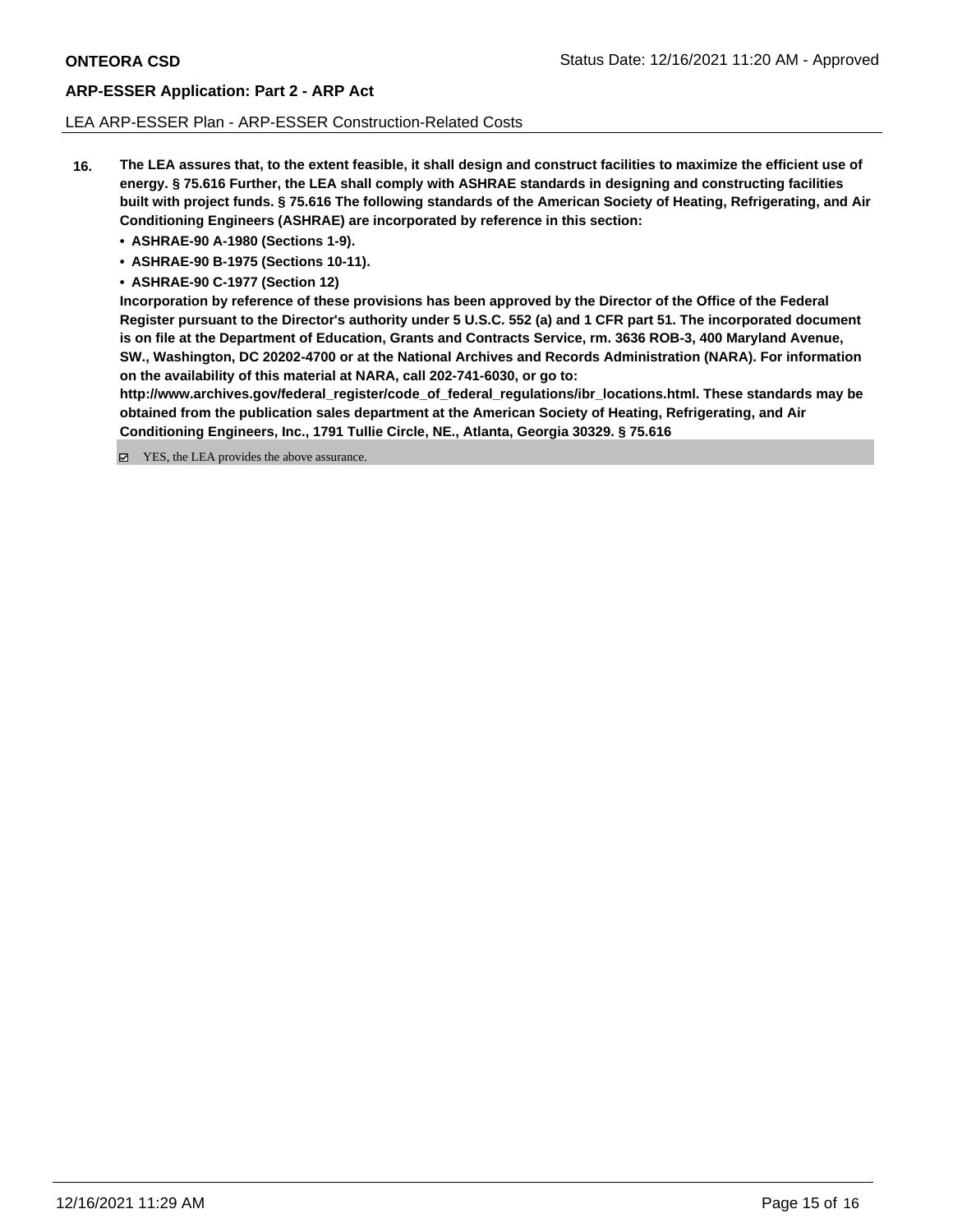LEA ARP-ESSER Plan - ARP-ESSER Construction-Related Costs

**16. The LEA assures that, to the extent feasible, it shall design and construct facilities to maximize the efficient use of energy. § 75.616 Further, the LEA shall comply with ASHRAE standards in designing and constructing facilities built with project funds. § 75.616 The following standards of the American Society of Heating, Refrigerating, and Air Conditioning Engineers (ASHRAE) are incorporated by reference in this section:**

- **ASHRAE-90 A-1980 (Sections 1-9).**
- **ASHRAE-90 B-1975 (Sections 10-11).**
- **ASHRAE-90 C-1977 (Section 12)**

**Incorporation by reference of these provisions has been approved by the Director of the Office of the Federal Register pursuant to the Director's authority under 5 U.S.C. 552 (a) and 1 CFR part 51. The incorporated document is on file at the Department of Education, Grants and Contracts Service, rm. 3636 ROB-3, 400 Maryland Avenue, SW., Washington, DC 20202-4700 or at the National Archives and Records Administration (NARA). For information on the availability of this material at NARA, call 202-741-6030, or go to: http://www.archives.gov/federal_register/code_of_federal_regulations/ibr_locations.html. These standards may be obtained from the publication sales department at the American Society of Heating, Refrigerating, and Air Conditioning Engineers, Inc., 1791 Tullie Circle, NE., Atlanta, Georgia 30329. § 75.616**

☑ YES, the LEA provides the above assurance.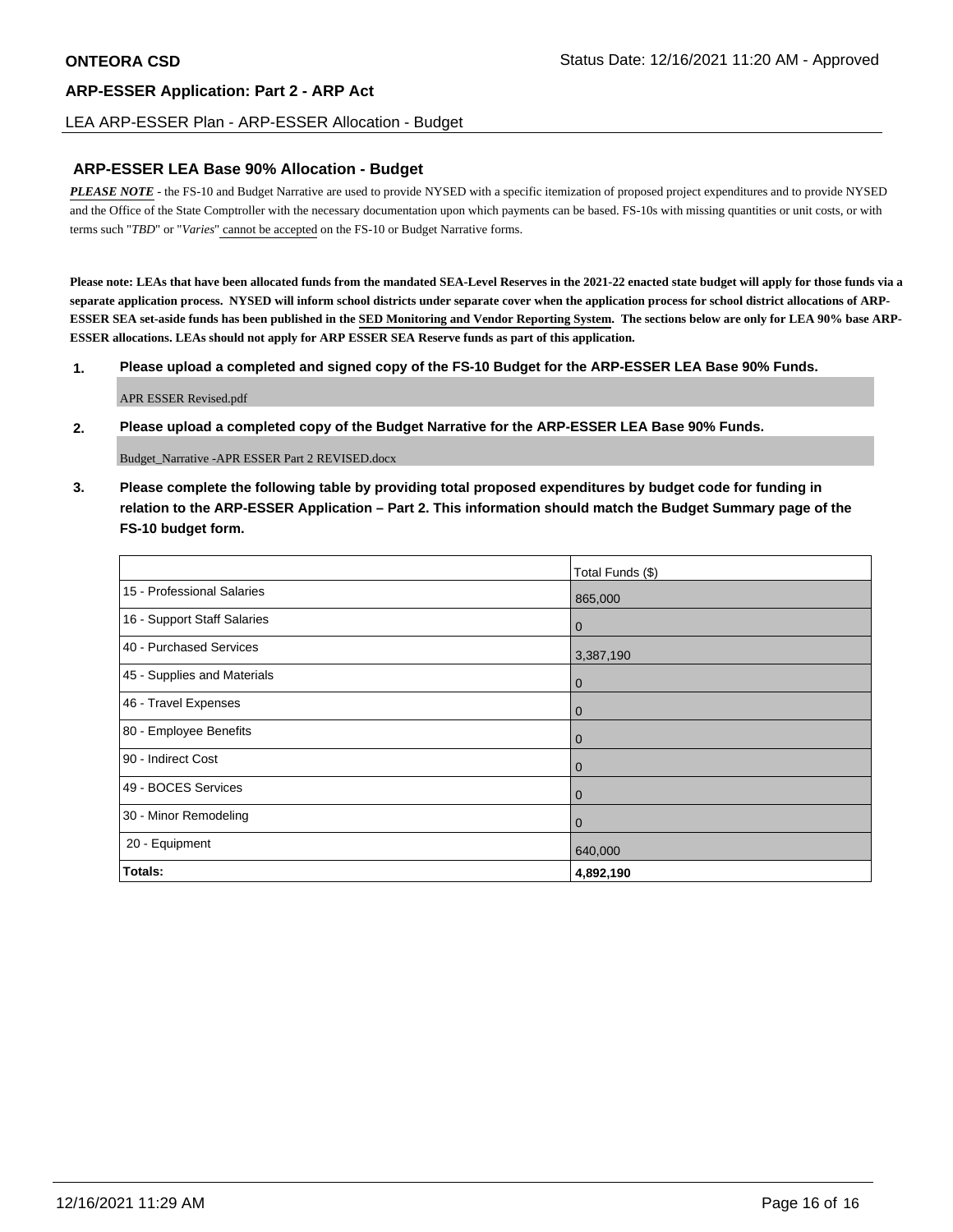## ARP-ESSER LEA Base 90% Allocation - Budget

***PLEASE NOTE*** - the FS-10 and Budget Narrative are used to provide NYSED with a specific itemization of proposed project expenditures and to provide NYSED and the Office of the State Comptroller with the necessary documentation upon which payments can be based. FS-10s with missing quantities or unit costs, or with terms such "*TBD*" or "*Varies*" cannot be accepted on the FS-10 or Budget Narrative forms.

**Please note: LEAs that have been allocated funds from the mandated SEA-Level Reserves in the 2021-22 enacted state budget will apply for those funds via a separate application process. NYSED will inform school districts under separate cover when the application process for school district allocations of ARP-ESSER SEA set-aside funds has been published in the SED Monitoring and Vendor Reporting System. The sections below are only for LEA 90% base ARP-ESSER allocations. LEAs should not apply for ARP ESSER SEA Reserve funds as part of this application.**

1. **Please upload a completed and signed copy of the FS-10 Budget for the ARP-ESSER LEA Base 90% Funds.**

   APR ESSER Revised.pdf

2. **Please upload a completed copy of the Budget Narrative for the ARP-ESSER LEA Base 90% Funds.**

   Budget_Narrative -APR ESSER Part 2 REVISED.docx

3. **Please complete the following table by providing total proposed expenditures by budget code for funding in relation to the ARP-ESSER Application – Part 2. This information should match the Budget Summary page of the FS-10 budget form.**

| | Total Funds ($) |
|---|---|
| 15 - Professional Salaries | 865,000 |
| 16 - Support Staff Salaries | 0 |
| 40 - Purchased Services | 3,387,190 |
| 45 - Supplies and Materials | 0 |
| 46 - Travel Expenses | 0 |
| 80 - Employee Benefits | 0 |
| 90 - Indirect Cost | 0 |
| 49 - BOCES Services | 0 |
| 30 - Minor Remodeling | 0 |
| 20 - Equipment | 640,000 |
| **Totals:** | **4,892,190** |